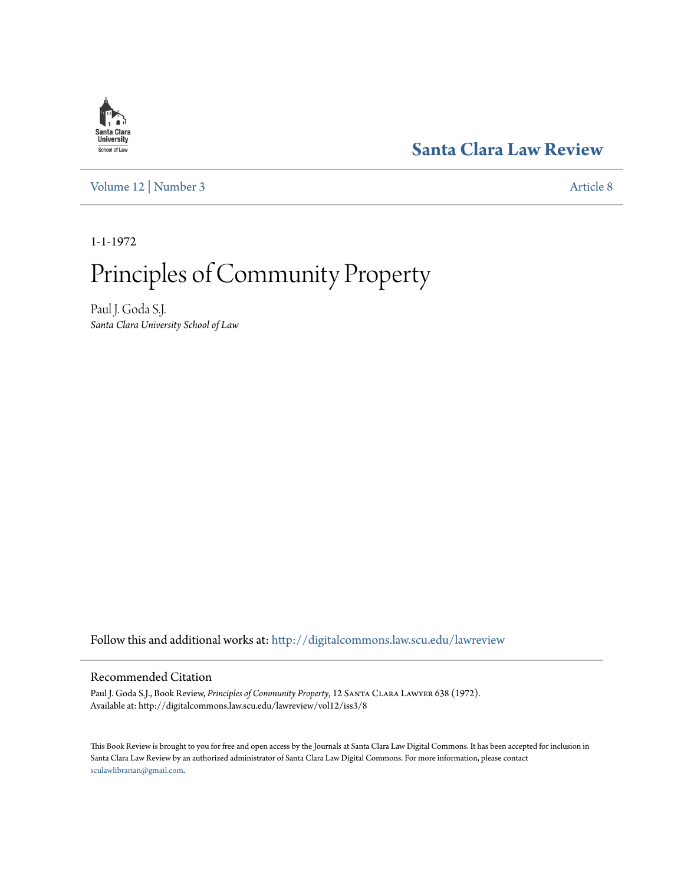Santa Clara University School of Law

# Santa Clara Law Review

Volume 12 | Number 3 Article 8

1-1-1972

# Principles of Community Property

Paul J. Goda S.J.
*Santa Clara University School of Law*

Follow this and additional works at: http://digitalcommons.law.scu.edu/lawreview

## Recommended Citation

Paul J. Goda S.J., Book Review, *Principles of Community Property*, 12 Santa Clara Lawyer 638 (1972).
Available at: http://digitalcommons.law.scu.edu/lawreview/vol12/iss3/8

This Book Review is brought to you for free and open access by the Journals at Santa Clara Law Digital Commons. It has been accepted for inclusion in Santa Clara Law Review by an authorized administrator of Santa Clara Law Digital Commons. For more information, please contact sculawlibrarian@gmail.com.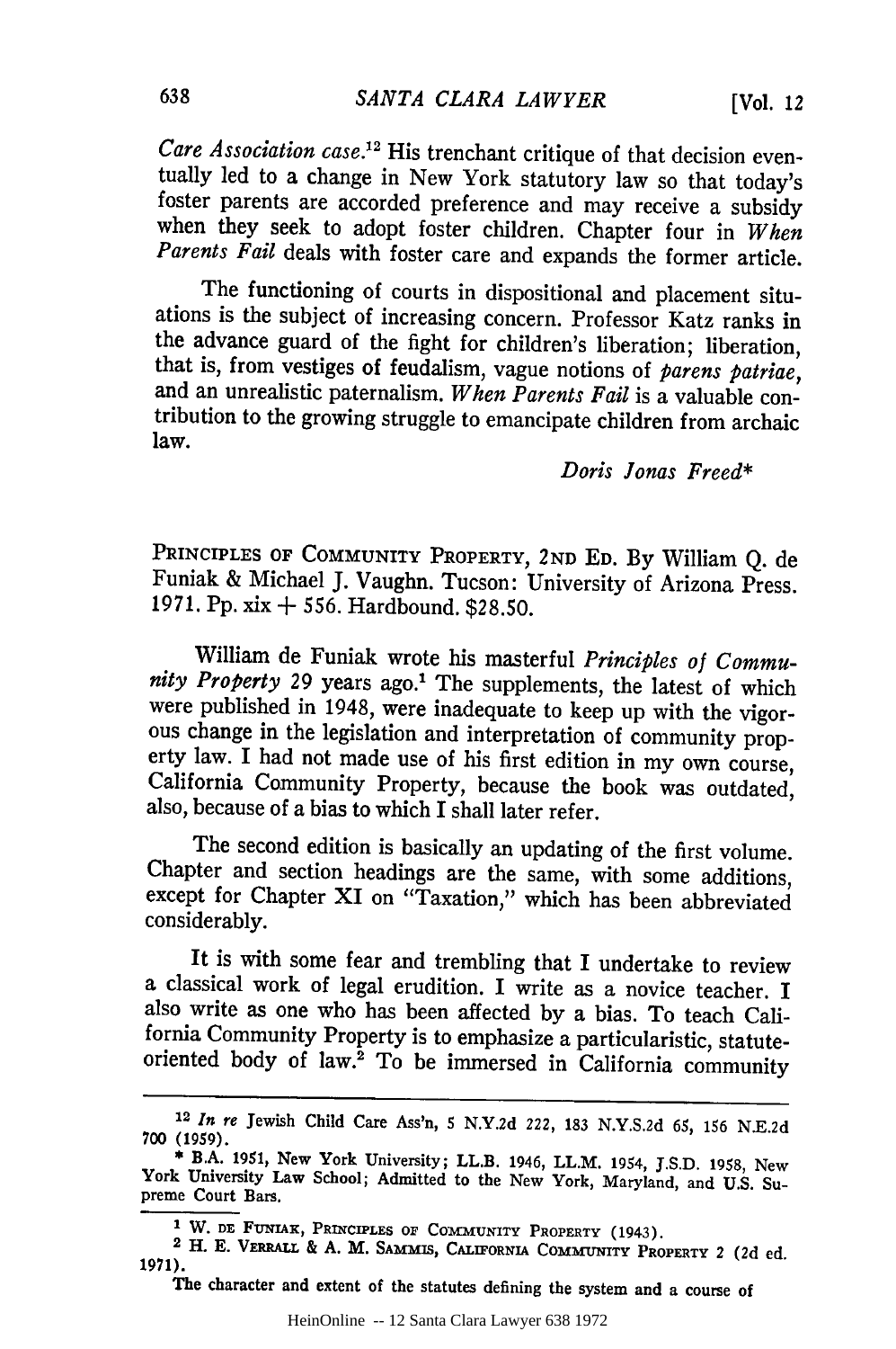*Care Association case*.[12] His trenchant critique of that decision eventually led to a change in New York statutory law so that today's foster parents are accorded preference and may receive a subsidy when they seek to adopt foster children. Chapter four in *When Parents Fail* deals with foster care and expands the former article.

The functioning of courts in dispositional and placement situations is the subject of increasing concern. Professor Katz ranks in the advance guard of the fight for children's liberation; liberation, that is, from vestiges of feudalism, vague notions of *parens patriae*, and an unrealistic paternalism. *When Parents Fail* is a valuable contribution to the growing struggle to emancipate children from archaic law.

*Doris Jonas Freed**

PRINCIPLES OF COMMUNITY PROPERTY, 2ND ED. By William Q. de Funiak & Michael J. Vaughn. Tucson: University of Arizona Press. 1971. Pp. xix + 556. Hardbound. $28.50.

William de Funiak wrote his masterful *Principles of Community Property* 29 years ago.[1] The supplements, the latest of which were published in 1948, were inadequate to keep up with the vigorous change in the legislation and interpretation of community property law. I had not made use of his first edition in my own course, California Community Property, because the book was outdated, also, because of a bias to which I shall later refer.

The second edition is basically an updating of the first volume. Chapter and section headings are the same, with some additions, except for Chapter XI on "Taxation," which has been abbreviated considerably.

It is with some fear and trembling that I undertake to review a classical work of legal erudition. I write as a novice teacher. I also write as one who has been affected by a bias. To teach California Community Property is to emphasize a particularistic, statute-oriented body of law.[2] To be immersed in California community

---

[12] *In re* Jewish Child Care Ass'n, 5 N.Y.2d 222, 183 N.Y.S.2d 65, 156 N.E.2d 700 (1959).

* B.A. 1951, New York University; LL.B. 1946, LL.M. 1954, J.S.D. 1958, New York University Law School; Admitted to the New York, Maryland, and U.S. Supreme Court Bars.

---

[1] W. DE FUNIAK, PRINCIPLES OF COMMUNITY PROPERTY (1943).

[2] H. E. VERRALL & A. M. SAMMIS, CALIFORNIA COMMUNITY PROPERTY 2 (2d ed. 1971).

The character and extent of the statutes defining the system and a course of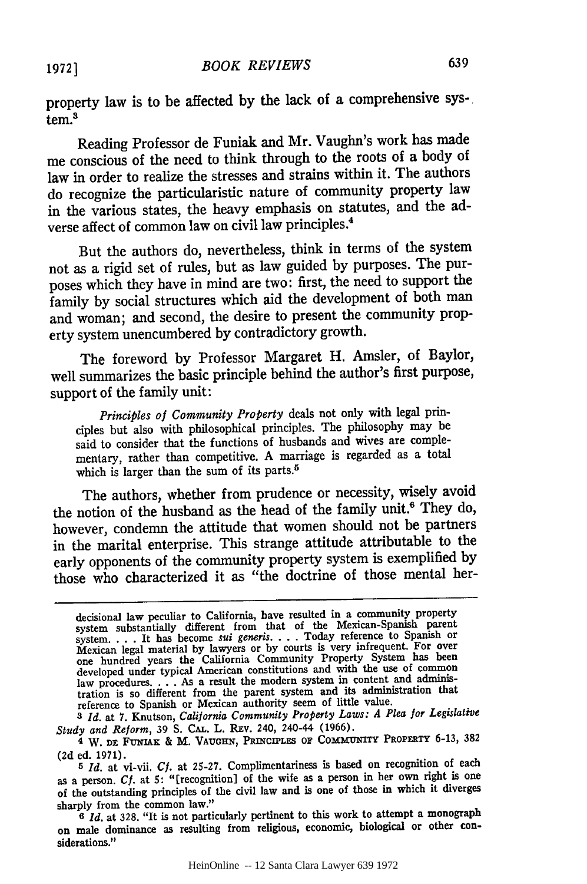property law is to be affected by the lack of a comprehensive system.[3]

Reading Professor de Funiak and Mr. Vaughn's work has made me conscious of the need to think through to the roots of a body of law in order to realize the stresses and strains within it. The authors do recognize the particularistic nature of community property law in the various states, the heavy emphasis on statutes, and the adverse affect of common law on civil law principles.[4]

But the authors do, nevertheless, think in terms of the system not as a rigid set of rules, but as law guided by purposes. The purposes which they have in mind are two: first, the need to support the family by social structures which aid the development of both man and woman; and second, the desire to present the community property system unencumbered by contradictory growth.

The foreword by Professor Margaret H. Amsler, of Baylor, well summarizes the basic principle behind the author's first purpose, support of the family unit:

> *Principles of Community Property* deals not only with legal principles but also with philosophical principles. The philosophy may be said to consider that the functions of husbands and wives are complementary, rather than competitive. A marriage is regarded as a total which is larger than the sum of its parts.[5]

The authors, whether from prudence or necessity, wisely avoid the notion of the husband as the head of the family unit.[6] They do, however, condemn the attitude that women should not be partners in the marital enterprise. This strange attitude attributable to the early opponents of the community property system is exemplified by those who characterized it as "the doctrine of those mental her-

---

decisional law peculiar to California, have resulted in a community property system substantially different from that of the Mexican-Spanish parent system. . . . It has become *sui generis*. . . . Today reference to Spanish or Mexican legal material by lawyers or by courts is very infrequent. For over one hundred years the California Community Property System has been developed under typical American constitutions and with the use of common law procedures. . . . As a result the modern system in content and administration is so different from the parent system and its administration that reference to Spanish or Mexican authority seem of little value.

[3] *Id.* at 7. Knutson, *California Community Property Laws: A Plea for Legislative Study and Reform*, 39 S. CAL. L. REV. 240, 240-44 (1966).

[4] W. DE FUNIAK & M. VAUGHN, PRINCIPLES OF COMMUNITY PROPERTY 6-13, 382 (2d ed. 1971).

[5] *Id.* at vi-vii. *Cf.* at 25-27. Complimentariness is based on recognition of each as a person. *Cf.* at 5: "[recognition] of the wife as a person in her own right is one of the outstanding principles of the civil law and is one of those in which it diverges sharply from the common law."

[6] *Id.* at 328. "It is not particularly pertinent to this work to attempt a monograph on male dominance as resulting from religious, economic, biological or other considerations."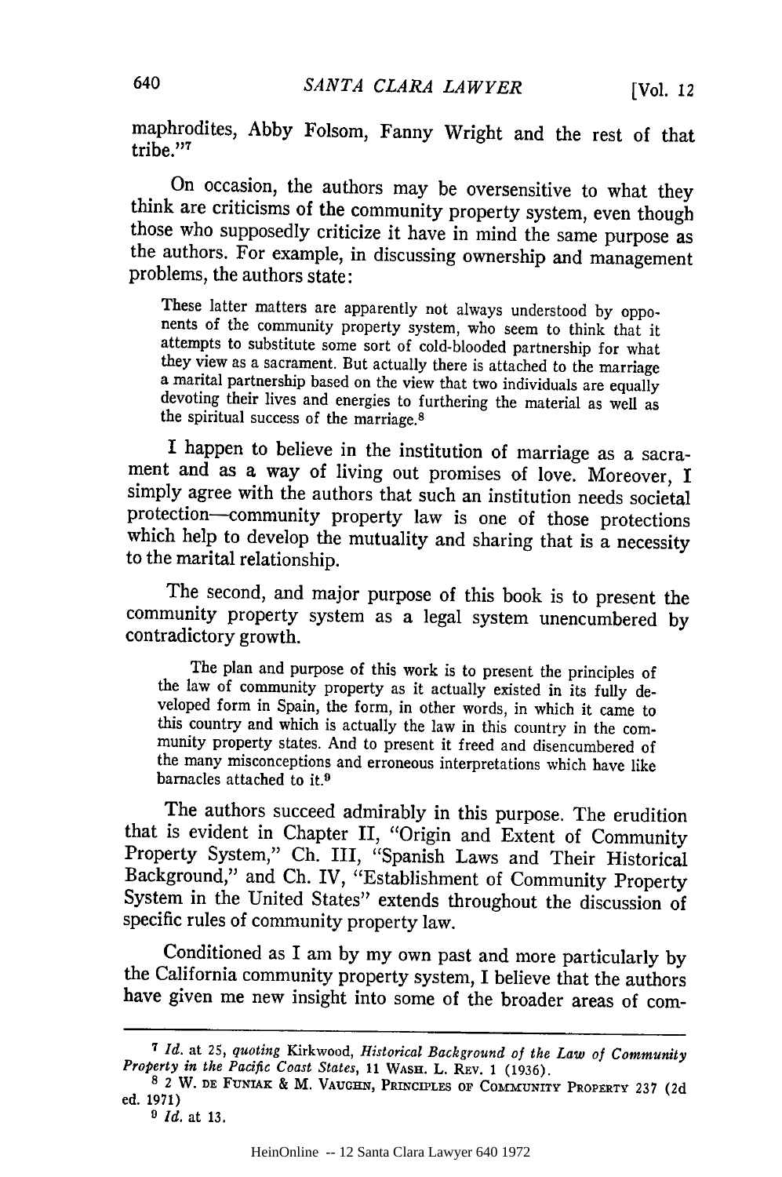maphrodites, Abby Folsom, Fanny Wright and the rest of that tribe."[7]

On occasion, the authors may be oversensitive to what they think are criticisms of the community property system, even though those who supposedly criticize it have in mind the same purpose as the authors. For example, in discussing ownership and management problems, the authors state:

> These latter matters are apparently not always understood by opponents of the community property system, who seem to think that it attempts to substitute some sort of cold-blooded partnership for what they view as a sacrament. But actually there is attached to the marriage a marital partnership based on the view that two individuals are equally devoting their lives and energies to furthering the material as well as the spiritual success of the marriage.[8]

I happen to believe in the institution of marriage as a sacrament and as a way of living out promises of love. Moreover, I simply agree with the authors that such an institution needs societal protection—community property law is one of those protections which help to develop the mutuality and sharing that is a necessity to the marital relationship.

The second, and major purpose of this book is to present the community property system as a legal system unencumbered by contradictory growth.

> The plan and purpose of this work is to present the principles of the law of community property as it actually existed in its fully developed form in Spain, the form, in other words, in which it came to this country and which is actually the law in this country in the community property states. And to present it freed and disencumbered of the many misconceptions and erroneous interpretations which have like barnacles attached to it.[9]

The authors succeed admirably in this purpose. The erudition that is evident in Chapter II, "Origin and Extent of Community Property System," Ch. III, "Spanish Laws and Their Historical Background," and Ch. IV, "Establishment of Community Property System in the United States" extends throughout the discussion of specific rules of community property law.

Conditioned as I am by my own past and more particularly by the California community property system, I believe that the authors have given me new insight into some of the broader areas of com-

---

[7] *Id.* at 25, *quoting* Kirkwood, *Historical Background of the Law of Community Property in the Pacific Coast States*, 11 WASH. L. REV. 1 (1936).

[8] 2 W. DE FUNIAK & M. VAUGHN, PRINCIPLES OF COMMUNITY PROPERTY 237 (2d ed. 1971)

[9] *Id.* at 13.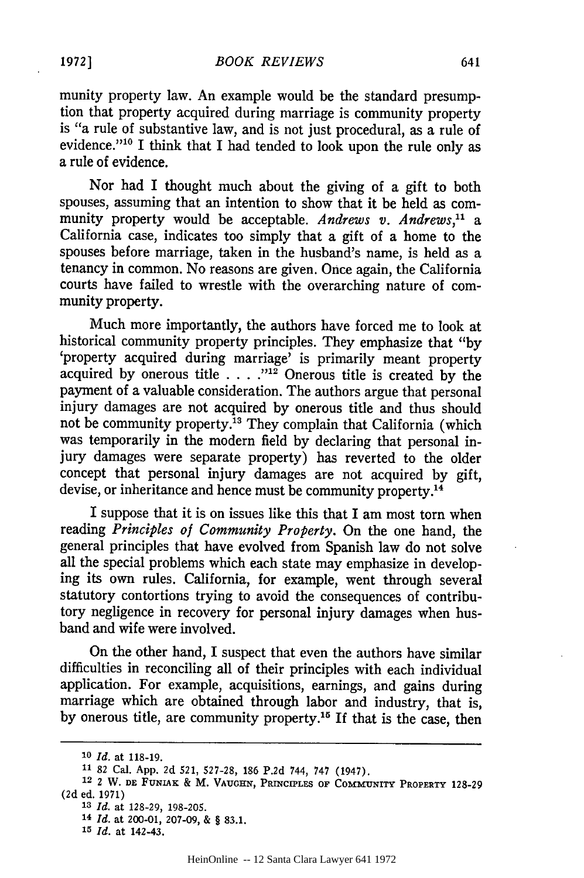munity property law. An example would be the standard presumption that property acquired during marriage is community property is "a rule of substantive law, and is not just procedural, as a rule of evidence."[10] I think that I had tended to look upon the rule only as a rule of evidence.

Nor had I thought much about the giving of a gift to both spouses, assuming that an intention to show that it be held as community property would be acceptable. *Andrews v. Andrews*,[11] a California case, indicates too simply that a gift of a home to the spouses before marriage, taken in the husband's name, is held as a tenancy in common. No reasons are given. Once again, the California courts have failed to wrestle with the overarching nature of community property.

Much more importantly, the authors have forced me to look at historical community property principles. They emphasize that "by 'property acquired during marriage' is primarily meant property acquired by onerous title . . . ."[12] Onerous title is created by the payment of a valuable consideration. The authors argue that personal injury damages are not acquired by onerous title and thus should not be community property.[13] They complain that California (which was temporarily in the modern field by declaring that personal injury damages were separate property) has reverted to the older concept that personal injury damages are not acquired by gift, devise, or inheritance and hence must be community property.[14]

I suppose that it is on issues like this that I am most torn when reading *Principles of Community Property*. On the one hand, the general principles that have evolved from Spanish law do not solve all the special problems which each state may emphasize in developing its own rules. California, for example, went through several statutory contortions trying to avoid the consequences of contributory negligence in recovery for personal injury damages when husband and wife were involved.

On the other hand, I suspect that even the authors have similar difficulties in reconciling all of their principles with each individual application. For example, acquisitions, earnings, and gains during marriage which are obtained through labor and industry, that is, by onerous title, are community property.[15] If that is the case, then

---

[10] *Id.* at 118-19.

[11] 82 Cal. App. 2d 521, 527-28, 186 P.2d 744, 747 (1947).

[12] 2 W. DE FUNIAK & M. VAUGHN, PRINCIPLES OF COMMUNITY PROPERTY 128-29 (2d ed. 1971)

[13] *Id.* at 128-29, 198-205.

[14] *Id.* at 200-01, 207-09, & § 83.1.

[15] *Id.* at 142-43.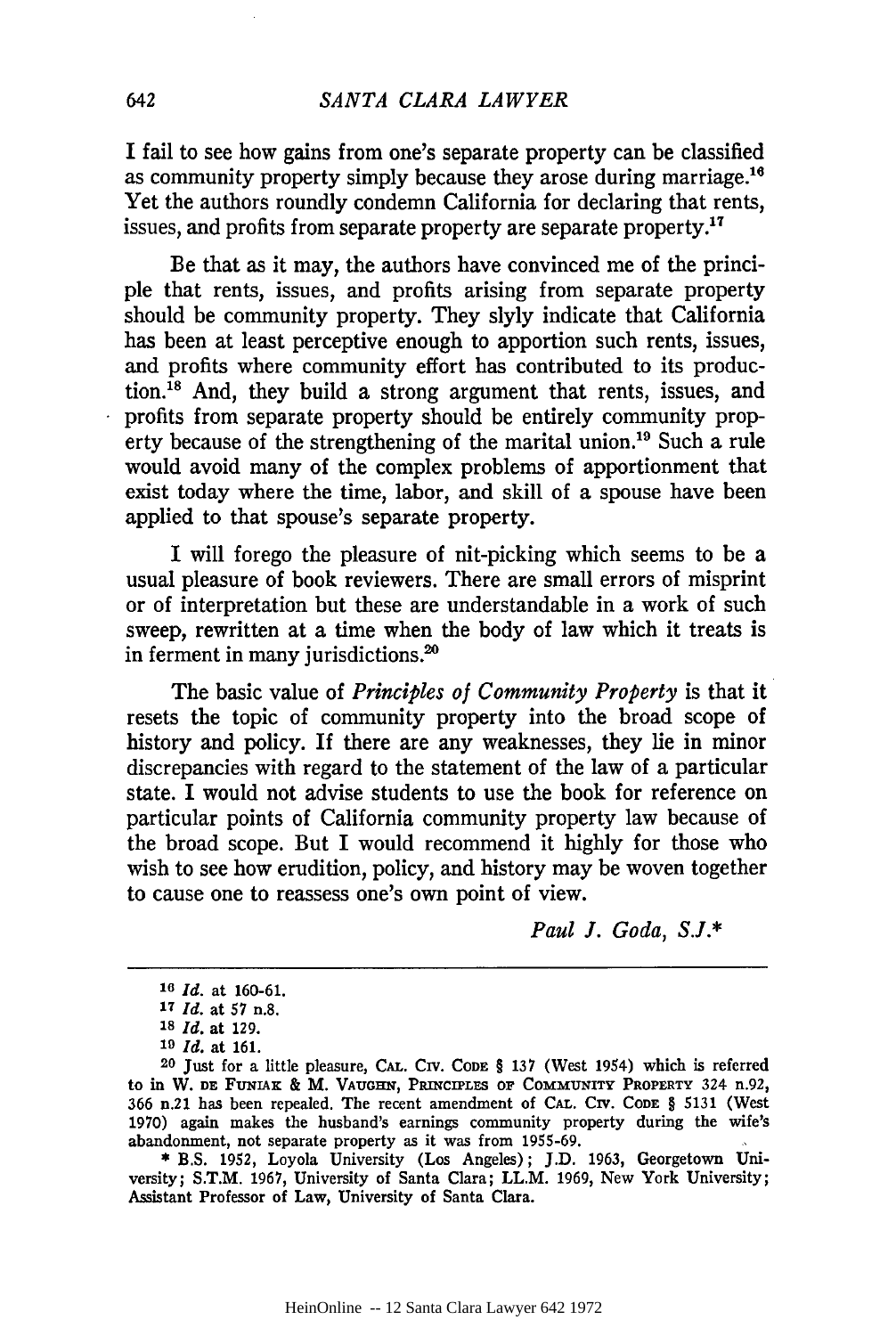I fail to see how gains from one's separate property can be classified as community property simply because they arose during marriage.[16] Yet the authors roundly condemn California for declaring that rents, issues, and profits from separate property are separate property.[17]

Be that as it may, the authors have convinced me of the principle that rents, issues, and profits arising from separate property should be community property. They slyly indicate that California has been at least perceptive enough to apportion such rents, issues, and profits where community effort has contributed to its production.[18] And, they build a strong argument that rents, issues, and profits from separate property should be entirely community property because of the strengthening of the marital union.[19] Such a rule would avoid many of the complex problems of apportionment that exist today where the time, labor, and skill of a spouse have been applied to that spouse's separate property.

I will forego the pleasure of nit-picking which seems to be a usual pleasure of book reviewers. There are small errors of misprint or of interpretation but these are understandable in a work of such sweep, rewritten at a time when the body of law which it treats is in ferment in many jurisdictions.[20]

The basic value of *Principles of Community Property* is that it resets the topic of community property into the broad scope of history and policy. If there are any weaknesses, they lie in minor discrepancies with regard to the statement of the law of a particular state. I would not advise students to use the book for reference on particular points of California community property law because of the broad scope. But I would recommend it highly for those who wish to see how erudition, policy, and history may be woven together to cause one to reassess one's own point of view.

*Paul J. Goda, S.J.**

---

[16] *Id.* at 160-61.

[17] *Id.* at 57 n.8.

[18] *Id.* at 129.

[19] *Id.* at 161.

[20] Just for a little pleasure, CAL. CIV. CODE § 137 (West 1954) which is referred to in W. DE FUNIAK & M. VAUGHN, PRINCIPLES OF COMMUNITY PROPERTY 324 n.92, 366 n.21 has been repealed. The recent amendment of CAL. CIV. CODE § 5131 (West 1970) again makes the husband's earnings community property during the wife's abandonment, not separate property as it was from 1955-69.

\* B.S. 1952, Loyola University (Los Angeles); J.D. 1963, Georgetown University; S.T.M. 1967, University of Santa Clara; LL.M. 1969, New York University; Assistant Professor of Law, University of Santa Clara.